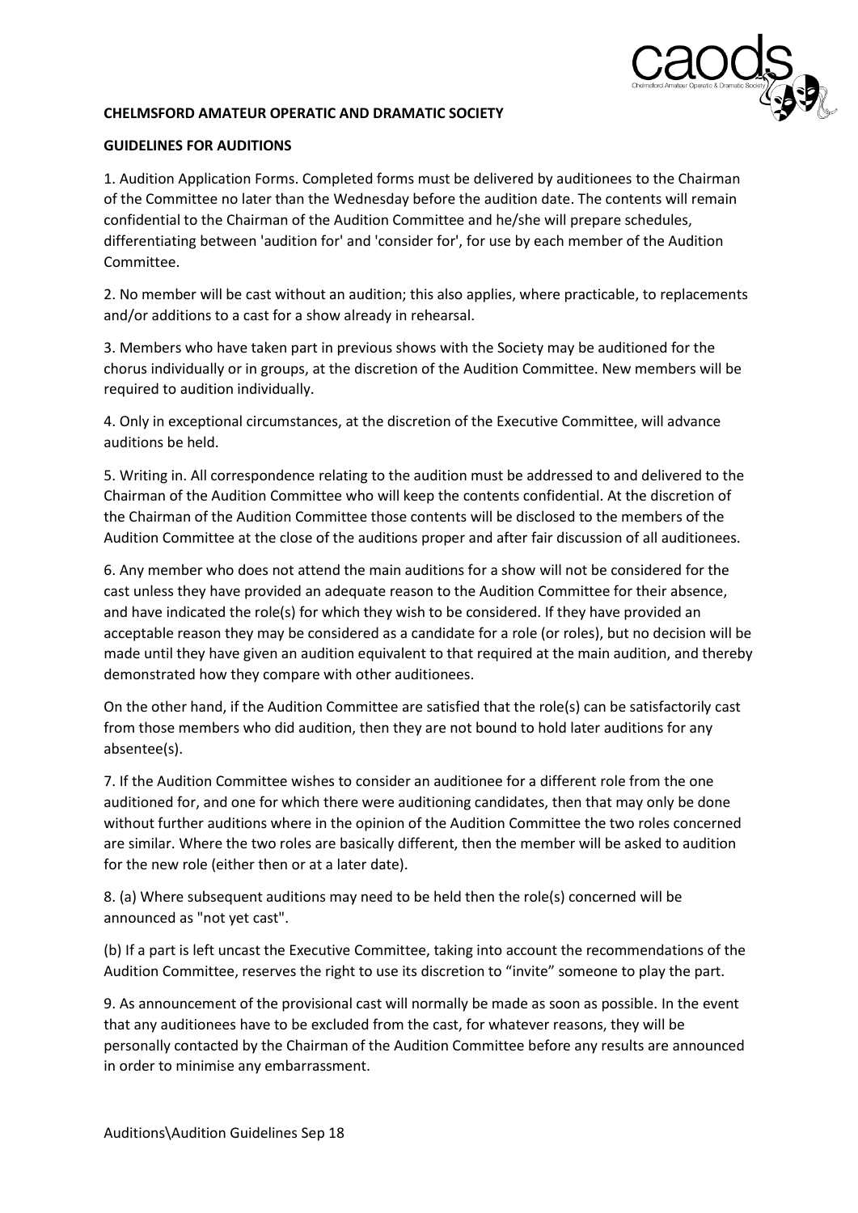**CHELMSFORD AMATEUR OPERATIC AND DRAMATIC SOCIETY**

**GUIDELINES FOR AUDITIONS**

1. Audition Application Forms. Completed forms must be delivered by auditionees to the Chairman of the Committee no later than the Wednesday before the audition date. The contents will remain confidential to the Chairman of the Audition Committee and he/she will prepare schedules, differentiating between 'audition for' and 'consider for', for use by each member of the Audition Committee.

2. No member will be cast without an audition; this also applies, where practicable, to replacements and/or additions to a cast for a show already in rehearsal.

3. Members who have taken part in previous shows with the Society may be auditioned for the chorus individually or in groups, at the discretion of the Audition Committee. New members will be required to audition individually.

4. Only in exceptional circumstances, at the discretion of the Executive Committee, will advance auditions be held.

5. Writing in. All correspondence relating to the audition must be addressed to and delivered to the Chairman of the Audition Committee who will keep the contents confidential. At the discretion of the Chairman of the Audition Committee those contents will be disclosed to the members of the Audition Committee at the close of the auditions proper and after fair discussion of all auditionees.

6. Any member who does not attend the main auditions for a show will not be considered for the cast unless they have provided an adequate reason to the Audition Committee for their absence, and have indicated the role(s) for which they wish to be considered. If they have provided an acceptable reason they may be considered as a candidate for a role (or roles), but no decision will be made until they have given an audition equivalent to that required at the main audition, and thereby demonstrated how they compare with other auditionees.

On the other hand, if the Audition Committee are satisfied that the role(s) can be satisfactorily cast from those members who did audition, then they are not bound to hold later auditions for any absentee(s).

7. If the Audition Committee wishes to consider an auditionee for a different role from the one auditioned for, and one for which there were auditioning candidates, then that may only be done without further auditions where in the opinion of the Audition Committee the two roles concerned are similar. Where the two roles are basically different, then the member will be asked to audition for the new role (either then or at a later date).

8. (a) Where subsequent auditions may need to be held then the role(s) concerned will be announced as "not yet cast".

(b) If a part is left uncast the Executive Committee, taking into account the recommendations of the Audition Committee, reserves the right to use its discretion to "invite" someone to play the part.

9. As announcement of the provisional cast will normally be made as soon as possible. In the event that any auditionees have to be excluded from the cast, for whatever reasons, they will be personally contacted by the Chairman of the Audition Committee before any results are announced in order to minimise any embarrassment.

Auditions\Audition Guidelines Sep 18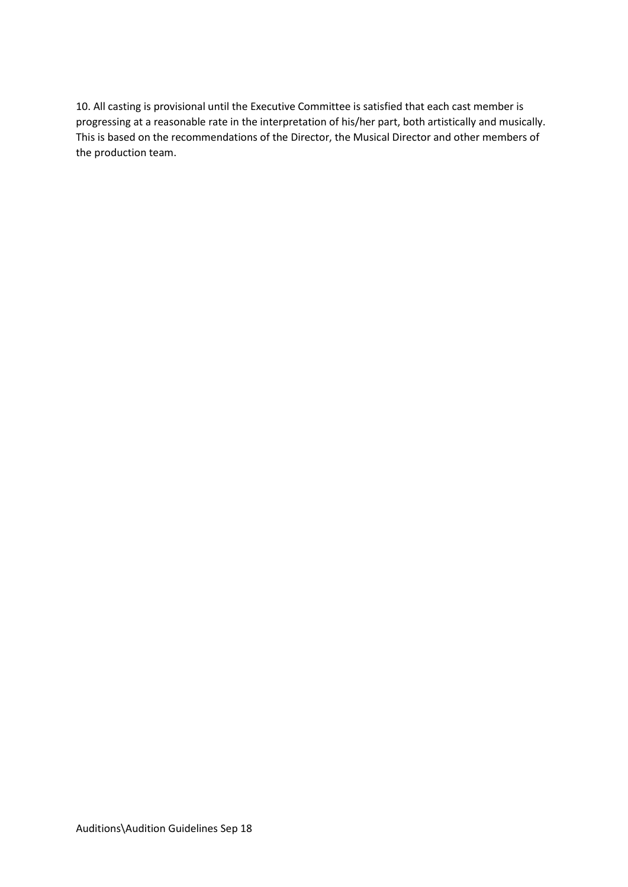10. All casting is provisional until the Executive Committee is satisfied that each cast member is progressing at a reasonable rate in the interpretation of his/her part, both artistically and musically. This is based on the recommendations of the Director, the Musical Director and other members of the production team.